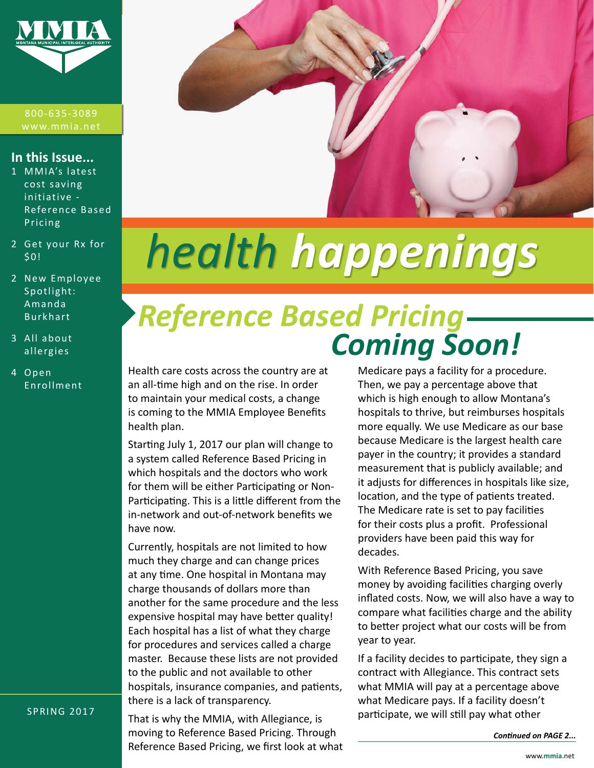MMIA

MONTANA MUNICIPAL INTERLOCAL AUTHORITY

800-635-3089
www.mmia.net

**In this Issue...**

1 MMIA's latest cost saving initiative - Reference Based Pricing

2 Get your Rx for $0!

2 New Employee Spotlight: Amanda Burkhart

3 All about allergies

4 Open Enrollment

SPRING 2017

# *health happenings*

## *Reference Based Pricing Coming Soon!*

Health care costs across the country are at an all-time high and on the rise. In order to maintain your medical costs, a change is coming to the MMIA Employee Benefits health plan.

Starting July 1, 2017 our plan will change to a system called Reference Based Pricing in which hospitals and the doctors who work for them will be either Participating or Non-Participating. This is a little different from the in-network and out-of-network benefits we have now.

Currently, hospitals are not limited to how much they charge and can change prices at any time. One hospital in Montana may charge thousands of dollars more than another for the same procedure and the less expensive hospital may have better quality! Each hospital has a list of what they charge for procedures and services called a charge master. Because these lists are not provided to the public and not available to other hospitals, insurance companies, and patients, there is a lack of transparency.

That is why the MMIA, with Allegiance, is moving to Reference Based Pricing. Through Reference Based Pricing, we first look at what Medicare pays a facility for a procedure. Then, we pay a percentage above that which is high enough to allow Montana's hospitals to thrive, but reimburses hospitals more equally. We use Medicare as our base because Medicare is the largest health care payer in the country; it provides a standard measurement that is publicly available; and it adjusts for differences in hospitals like size, location, and the type of patients treated. The Medicare rate is set to pay facilities for their costs plus a profit. Professional providers have been paid this way for decades.

With Reference Based Pricing, you save money by avoiding facilities charging overly inflated costs. Now, we will also have a way to compare what facilities charge and the ability to better project what our costs will be from year to year.

If a facility decides to participate, they sign a contract with Allegiance. This contract sets what MMIA will pay at a percentage above what Medicare pays. If a facility doesn't participate, we will still pay what other

***Continued on PAGE 2...***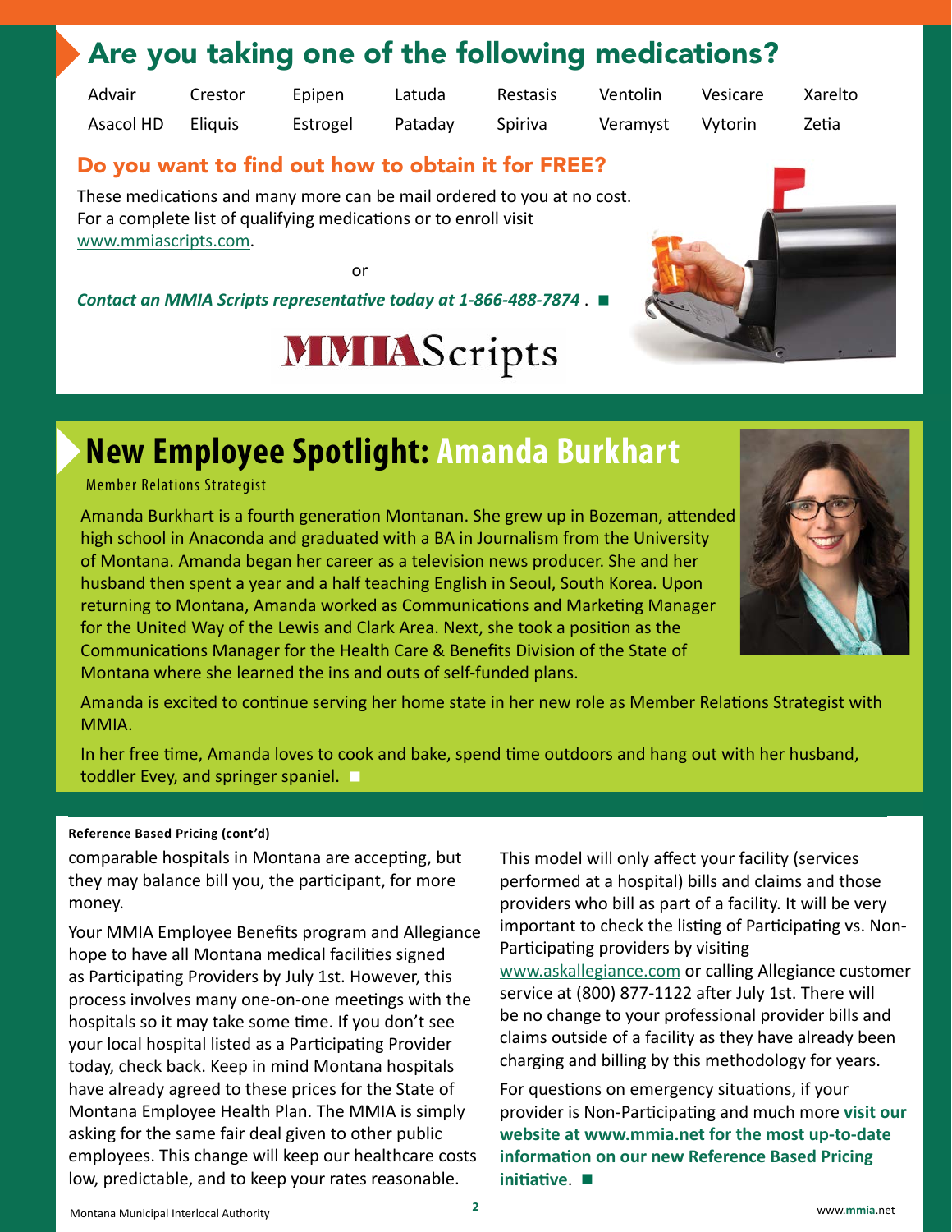## Are you taking one of the following medications?

| | | | | | | | |
|---|---|---|---|---|---|---|---|
| Advair | Crestor | Epipen | Latuda | Restasis | Ventolin | Vesicare | Xarelto |
| Asacol HD | Eliquis | Estrogel | Pataday | Spiriva | Veramyst | Vytorin | Zetia |

### Do you want to find out how to obtain it for FREE?

These medications and many more can be mail ordered to you at no cost. For a complete list of qualifying medications or to enroll visit www.mmiascripts.com.

or

***Contact an MMIA Scripts representative today at 1-866-488-7874*** . ■

MMIAScripts

## New Employee Spotlight: Amanda Burkhart

Member Relations Strategist

Amanda Burkhart is a fourth generation Montanan. She grew up in Bozeman, attended high school in Anaconda and graduated with a BA in Journalism from the University of Montana. Amanda began her career as a television news producer. She and her husband then spent a year and a half teaching English in Seoul, South Korea. Upon returning to Montana, Amanda worked as Communications and Marketing Manager for the United Way of the Lewis and Clark Area. Next, she took a position as the Communications Manager for the Health Care & Benefits Division of the State of Montana where she learned the ins and outs of self-funded plans.

Amanda is excited to continue serving her home state in her new role as Member Relations Strategist with MMIA.

In her free time, Amanda loves to cook and bake, spend time outdoors and hang out with her husband, toddler Evey, and springer spaniel. ■

**Reference Based Pricing (cont'd)**

comparable hospitals in Montana are accepting, but they may balance bill you, the participant, for more money.

Your MMIA Employee Benefits program and Allegiance hope to have all Montana medical facilities signed as Participating Providers by July 1st. However, this process involves many one-on-one meetings with the hospitals so it may take some time. If you don't see your local hospital listed as a Participating Provider today, check back. Keep in mind Montana hospitals have already agreed to these prices for the State of Montana Employee Health Plan. The MMIA is simply asking for the same fair deal given to other public employees. This change will keep our healthcare costs low, predictable, and to keep your rates reasonable.

This model will only affect your facility (services performed at a hospital) bills and claims and those providers who bill as part of a facility. It will be very important to check the listing of Participating vs. Non-Participating providers by visiting www.askallegiance.com or calling Allegiance customer service at (800) 877-1122 after July 1st. There will be no change to your professional provider bills and claims outside of a facility as they have already been charging and billing by this methodology for years.

For questions on emergency situations, if your provider is Non-Participating and much more **visit our website at www.mmia.net for the most up-to-date information on our new Reference Based Pricing initiative**. ■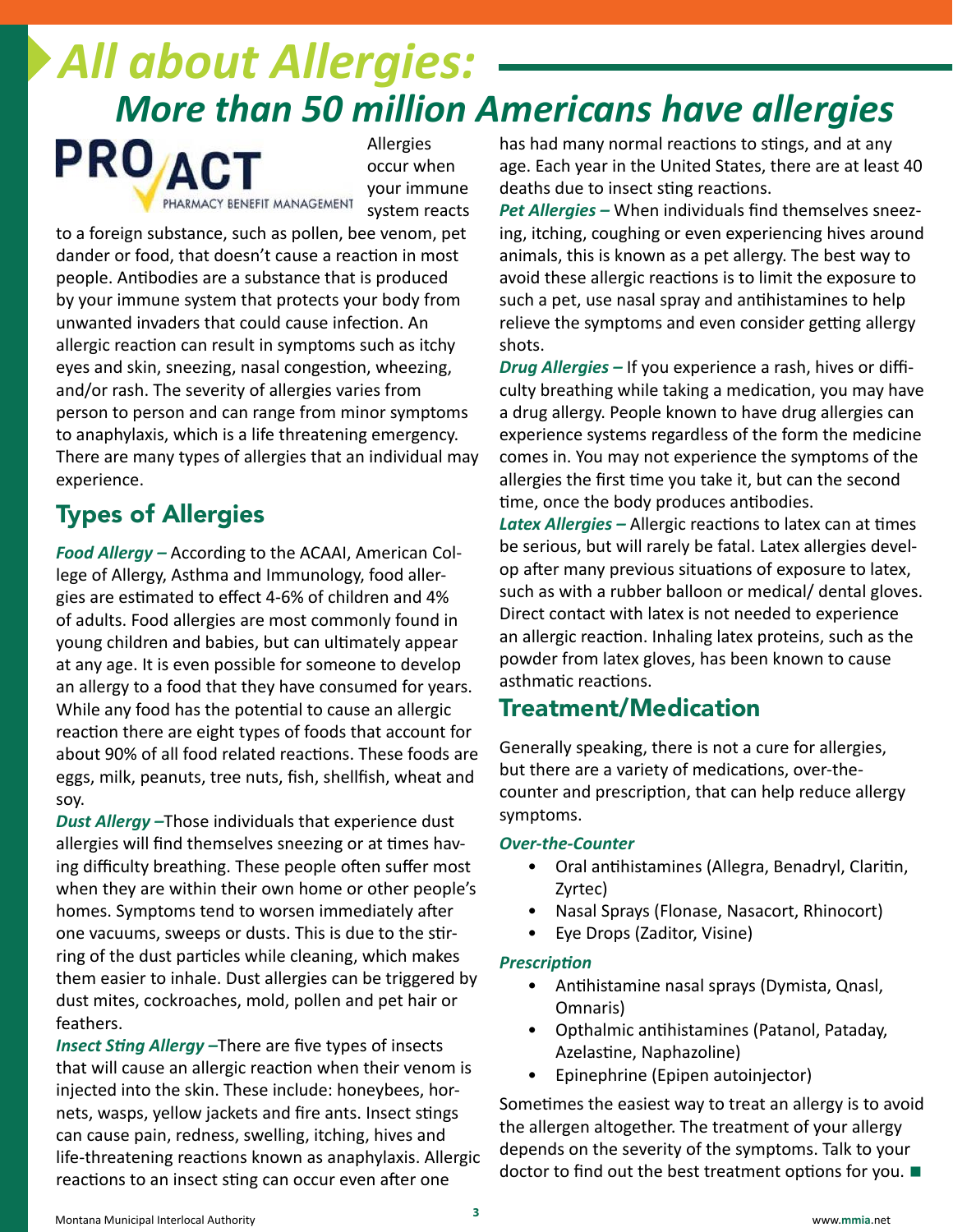# All about Allergies:

## More than 50 million Americans have allergies

PRO ACT PHARMACY BENEFIT MANAGEMENT

Allergies occur when your immune system reacts to a foreign substance, such as pollen, bee venom, pet dander or food, that doesn't cause a reaction in most people. Antibodies are a substance that is produced by your immune system that protects your body from unwanted invaders that could cause infection. An allergic reaction can result in symptoms such as itchy eyes and skin, sneezing, nasal congestion, wheezing, and/or rash. The severity of allergies varies from person to person and can range from minor symptoms to anaphylaxis, which is a life threatening emergency. There are many types of allergies that an individual may experience.

## Types of Allergies

***Food Allergy –*** According to the ACAAI, American College of Allergy, Asthma and Immunology, food allergies are estimated to effect 4-6% of children and 4% of adults. Food allergies are most commonly found in young children and babies, but can ultimately appear at any age. It is even possible for someone to develop an allergy to a food that they have consumed for years. While any food has the potential to cause an allergic reaction there are eight types of foods that account for about 90% of all food related reactions. These foods are eggs, milk, peanuts, tree nuts, fish, shellfish, wheat and soy.

***Dust Allergy –*** Those individuals that experience dust allergies will find themselves sneezing or at times having difficulty breathing. These people often suffer most when they are within their own home or other people's homes. Symptoms tend to worsen immediately after one vacuums, sweeps or dusts. This is due to the stirring of the dust particles while cleaning, which makes them easier to inhale. Dust allergies can be triggered by dust mites, cockroaches, mold, pollen and pet hair or feathers.

***Insect Sting Allergy –*** There are five types of insects that will cause an allergic reaction when their venom is injected into the skin. These include: honeybees, hornets, wasps, yellow jackets and fire ants. Insect stings can cause pain, redness, swelling, itching, hives and life-threatening reactions known as anaphylaxis. Allergic reactions to an insect sting can occur even after one has had many normal reactions to stings, and at any age. Each year in the United States, there are at least 40 deaths due to insect sting reactions.

***Pet Allergies –*** When individuals find themselves sneezing, itching, coughing or even experiencing hives around animals, this is known as a pet allergy. The best way to avoid these allergic reactions is to limit the exposure to such a pet, use nasal spray and antihistamines to help relieve the symptoms and even consider getting allergy shots.

***Drug Allergies –*** If you experience a rash, hives or difficulty breathing while taking a medication, you may have a drug allergy. People known to have drug allergies can experience systems regardless of the form the medicine comes in. You may not experience the symptoms of the allergies the first time you take it, but can the second time, once the body produces antibodies.

***Latex Allergies –*** Allergic reactions to latex can at times be serious, but will rarely be fatal. Latex allergies develop after many previous situations of exposure to latex, such as with a rubber balloon or medical/ dental gloves. Direct contact with latex is not needed to experience an allergic reaction. Inhaling latex proteins, such as the powder from latex gloves, has been known to cause asthmatic reactions.

## Treatment/Medication

Generally speaking, there is not a cure for allergies, but there are a variety of medications, over-the-counter and prescription, that can help reduce allergy symptoms.

***Over-the-Counter***

- Oral antihistamines (Allegra, Benadryl, Claritin, Zyrtec)
- Nasal Sprays (Flonase, Nasacort, Rhinocort)
- Eye Drops (Zaditor, Visine)

***Prescription***

- Antihistamine nasal sprays (Dymista, Qnasl, Omnaris)
- Opthalmic antihistamines (Patanol, Pataday, Azelastine, Naphazoline)
- Epinephrine (Epipen autoinjector)

Sometimes the easiest way to treat an allergy is to avoid the allergen altogether. The treatment of your allergy depends on the severity of the symptoms. Talk to your doctor to find out the best treatment options for you. ■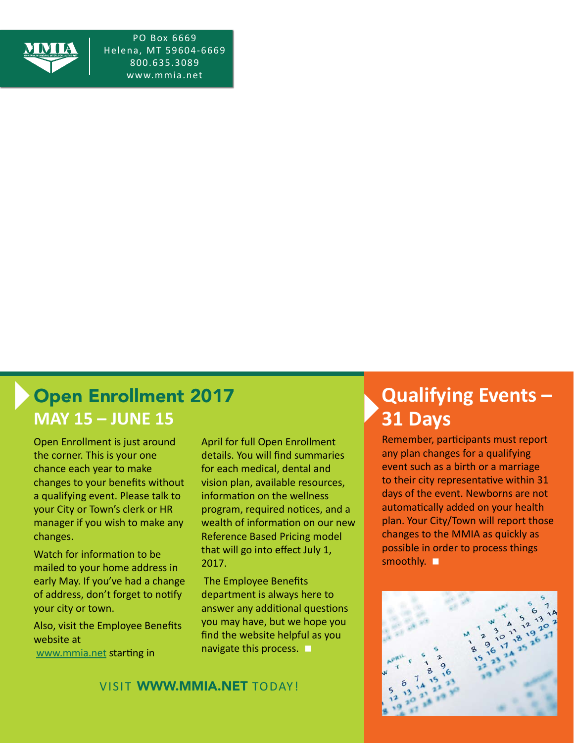PO Box 6669
Helena, MT 59604-6669
800.635.3089
www.mmia.net

## Open Enrollment 2017

### MAY 15 – JUNE 15

Open Enrollment is just around the corner. This is your one chance each year to make changes to your benefits without a qualifying event. Please talk to your City or Town's clerk or HR manager if you wish to make any changes.

Watch for information to be mailed to your home address in early May. If you've had a change of address, don't forget to notify your city or town.

Also, visit the Employee Benefits website at www.mmia.net starting in April for full Open Enrollment details. You will find summaries for each medical, dental and vision plan, available resources, information on the wellness program, required notices, and a wealth of information on our new Reference Based Pricing model that will go into effect July 1, 2017.

The Employee Benefits department is always here to answer any additional questions you may have, but we hope you find the website helpful as you navigate this process.

VISIT **WWW.MMIA.NET** TODAY!

## Qualifying Events – 31 Days

Remember, participants must report any plan changes for a qualifying event such as a birth or a marriage to their city representative within 31 days of the event. Newborns are not automatically added on your health plan. Your City/Town will report those changes to the MMIA as quickly as possible in order to process things smoothly.